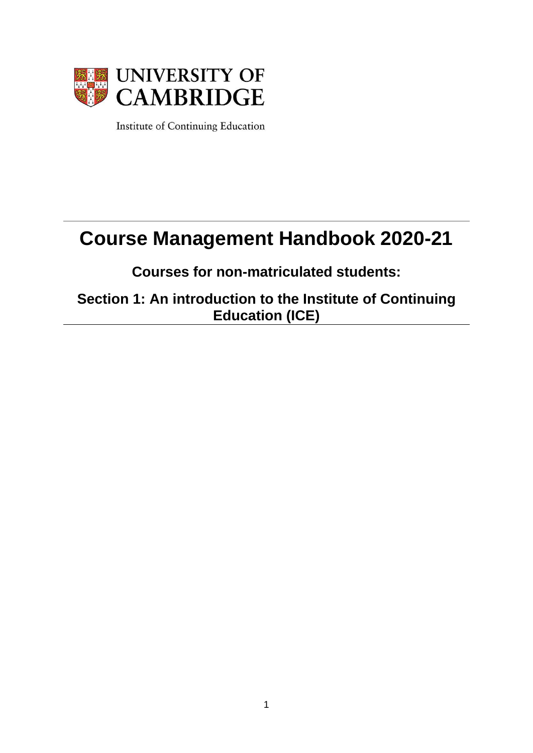UNIVERSITY OF CAMBRIDGE

Institute of Continuing Education

# Course Management Handbook 2020-21

## Courses for non-matriculated students:

## Section 1: An introduction to the Institute of Continuing Education (ICE)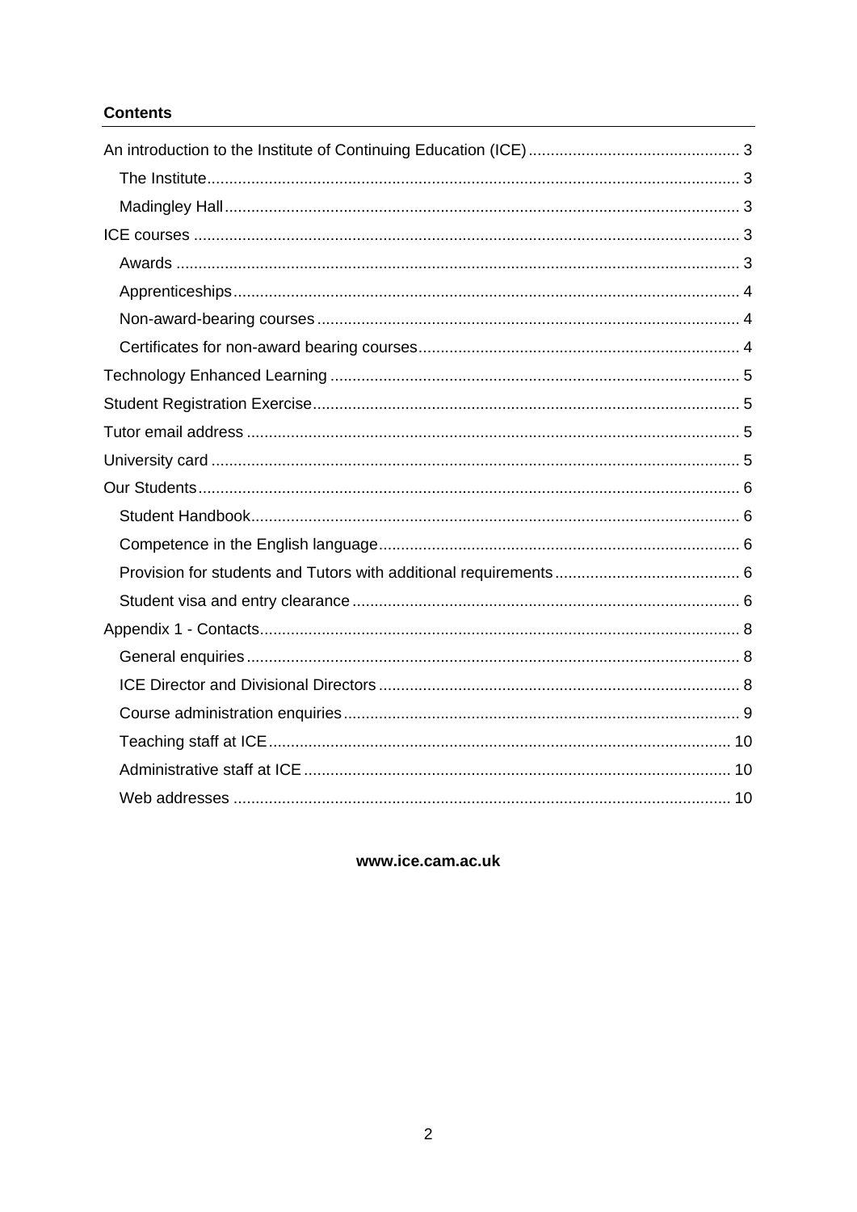**Contents**

- An introduction to the Institute of Continuing Education (ICE) ... 3
  - The Institute ... 3
  - Madingley Hall ... 3
- ICE courses ... 3
  - Awards ... 3
  - Apprenticeships ... 4
  - Non-award-bearing courses ... 4
  - Certificates for non-award bearing courses ... 4
- Technology Enhanced Learning ... 5
- Student Registration Exercise ... 5
- Tutor email address ... 5
- University card ... 5
- Our Students ... 6
  - Student Handbook ... 6
  - Competence in the English language ... 6
  - Provision for students and Tutors with additional requirements ... 6
  - Student visa and entry clearance ... 6
- Appendix 1 - Contacts ... 8
  - General enquiries ... 8
  - ICE Director and Divisional Directors ... 8
  - Course administration enquiries ... 9
  - Teaching staff at ICE ... 10
  - Administrative staff at ICE ... 10
  - Web addresses ... 10

**www.ice.cam.ac.uk**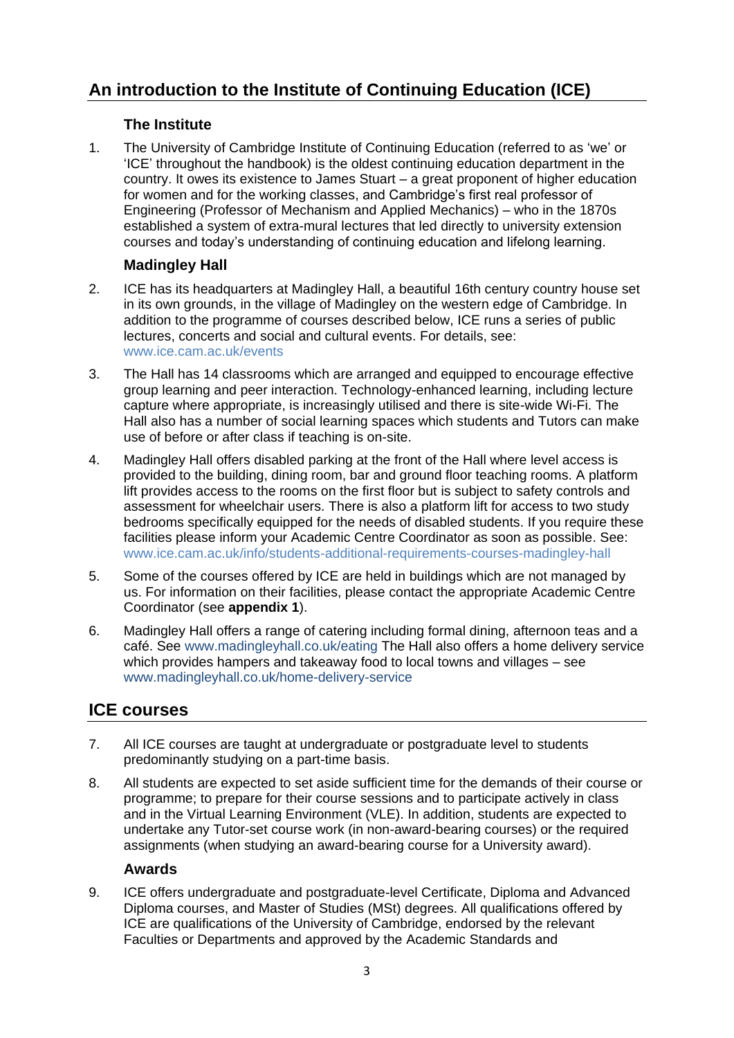## An introduction to the Institute of Continuing Education (ICE)

### The Institute

1. The University of Cambridge Institute of Continuing Education (referred to as 'we' or 'ICE' throughout the handbook) is the oldest continuing education department in the country. It owes its existence to James Stuart – a great proponent of higher education for women and for the working classes, and Cambridge's first real professor of Engineering (Professor of Mechanism and Applied Mechanics) – who in the 1870s established a system of extra-mural lectures that led directly to university extension courses and today's understanding of continuing education and lifelong learning.

### Madingley Hall

2. ICE has its headquarters at Madingley Hall, a beautiful 16th century country house set in its own grounds, in the village of Madingley on the western edge of Cambridge. In addition to the programme of courses described below, ICE runs a series of public lectures, concerts and social and cultural events. For details, see: www.ice.cam.ac.uk/events

3. The Hall has 14 classrooms which are arranged and equipped to encourage effective group learning and peer interaction. Technology-enhanced learning, including lecture capture where appropriate, is increasingly utilised and there is site-wide Wi-Fi. The Hall also has a number of social learning spaces which students and Tutors can make use of before or after class if teaching is on-site.

4. Madingley Hall offers disabled parking at the front of the Hall where level access is provided to the building, dining room, bar and ground floor teaching rooms. A platform lift provides access to the rooms on the first floor but is subject to safety controls and assessment for wheelchair users. There is also a platform lift for access to two study bedrooms specifically equipped for the needs of disabled students. If you require these facilities please inform your Academic Centre Coordinator as soon as possible. See: www.ice.cam.ac.uk/info/students-additional-requirements-courses-madingley-hall

5. Some of the courses offered by ICE are held in buildings which are not managed by us. For information on their facilities, please contact the appropriate Academic Centre Coordinator (see **appendix 1**).

6. Madingley Hall offers a range of catering including formal dining, afternoon teas and a café. See www.madingleyhall.co.uk/eating The Hall also offers a home delivery service which provides hampers and takeaway food to local towns and villages – see www.madingleyhall.co.uk/home-delivery-service

## ICE courses

7. All ICE courses are taught at undergraduate or postgraduate level to students predominantly studying on a part-time basis.

8. All students are expected to set aside sufficient time for the demands of their course or programme; to prepare for their course sessions and to participate actively in class and in the Virtual Learning Environment (VLE). In addition, students are expected to undertake any Tutor-set course work (in non-award-bearing courses) or the required assignments (when studying an award-bearing course for a University award).

### Awards

9. ICE offers undergraduate and postgraduate-level Certificate, Diploma and Advanced Diploma courses, and Master of Studies (MSt) degrees. All qualifications offered by ICE are qualifications of the University of Cambridge, endorsed by the relevant Faculties or Departments and approved by the Academic Standards and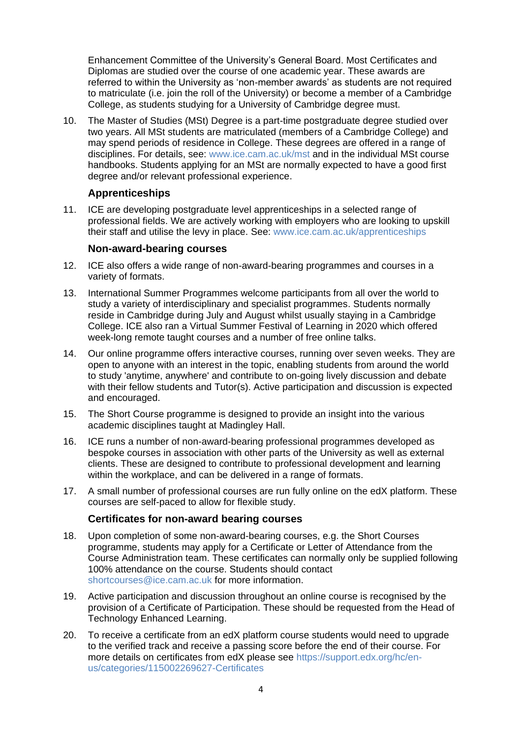Enhancement Committee of the University's General Board. Most Certificates and Diplomas are studied over the course of one academic year. These awards are referred to within the University as 'non-member awards' as students are not required to matriculate (i.e. join the roll of the University) or become a member of a Cambridge College, as students studying for a University of Cambridge degree must.

10. The Master of Studies (MSt) Degree is a part-time postgraduate degree studied over two years. All MSt students are matriculated (members of a Cambridge College) and may spend periods of residence in College. These degrees are offered in a range of disciplines. For details, see: www.ice.cam.ac.uk/mst and in the individual MSt course handbooks. Students applying for an MSt are normally expected to have a good first degree and/or relevant professional experience.

### Apprenticeships

11. ICE are developing postgraduate level apprenticeships in a selected range of professional fields. We are actively working with employers who are looking to upskill their staff and utilise the levy in place. See: www.ice.cam.ac.uk/apprenticeships

### Non-award-bearing courses

12. ICE also offers a wide range of non-award-bearing programmes and courses in a variety of formats.
13. International Summer Programmes welcome participants from all over the world to study a variety of interdisciplinary and specialist programmes. Students normally reside in Cambridge during July and August whilst usually staying in a Cambridge College. ICE also ran a Virtual Summer Festival of Learning in 2020 which offered week-long remote taught courses and a number of free online talks.
14. Our online programme offers interactive courses, running over seven weeks. They are open to anyone with an interest in the topic, enabling students from around the world to study 'anytime, anywhere' and contribute to on-going lively discussion and debate with their fellow students and Tutor(s). Active participation and discussion is expected and encouraged.
15. The Short Course programme is designed to provide an insight into the various academic disciplines taught at Madingley Hall.
16. ICE runs a number of non-award-bearing professional programmes developed as bespoke courses in association with other parts of the University as well as external clients. These are designed to contribute to professional development and learning within the workplace, and can be delivered in a range of formats.
17. A small number of professional courses are run fully online on the edX platform. These courses are self-paced to allow for flexible study.

### Certificates for non-award bearing courses

18. Upon completion of some non-award-bearing courses, e.g. the Short Courses programme, students may apply for a Certificate or Letter of Attendance from the Course Administration team. These certificates can normally only be supplied following 100% attendance on the course. Students should contact shortcourses@ice.cam.ac.uk for more information.
19. Active participation and discussion throughout an online course is recognised by the provision of a Certificate of Participation. These should be requested from the Head of Technology Enhanced Learning.
20. To receive a certificate from an edX platform course students would need to upgrade to the verified track and receive a passing score before the end of their course. For more details on certificates from edX please see https://support.edx.org/hc/en-us/categories/115002269627-Certificates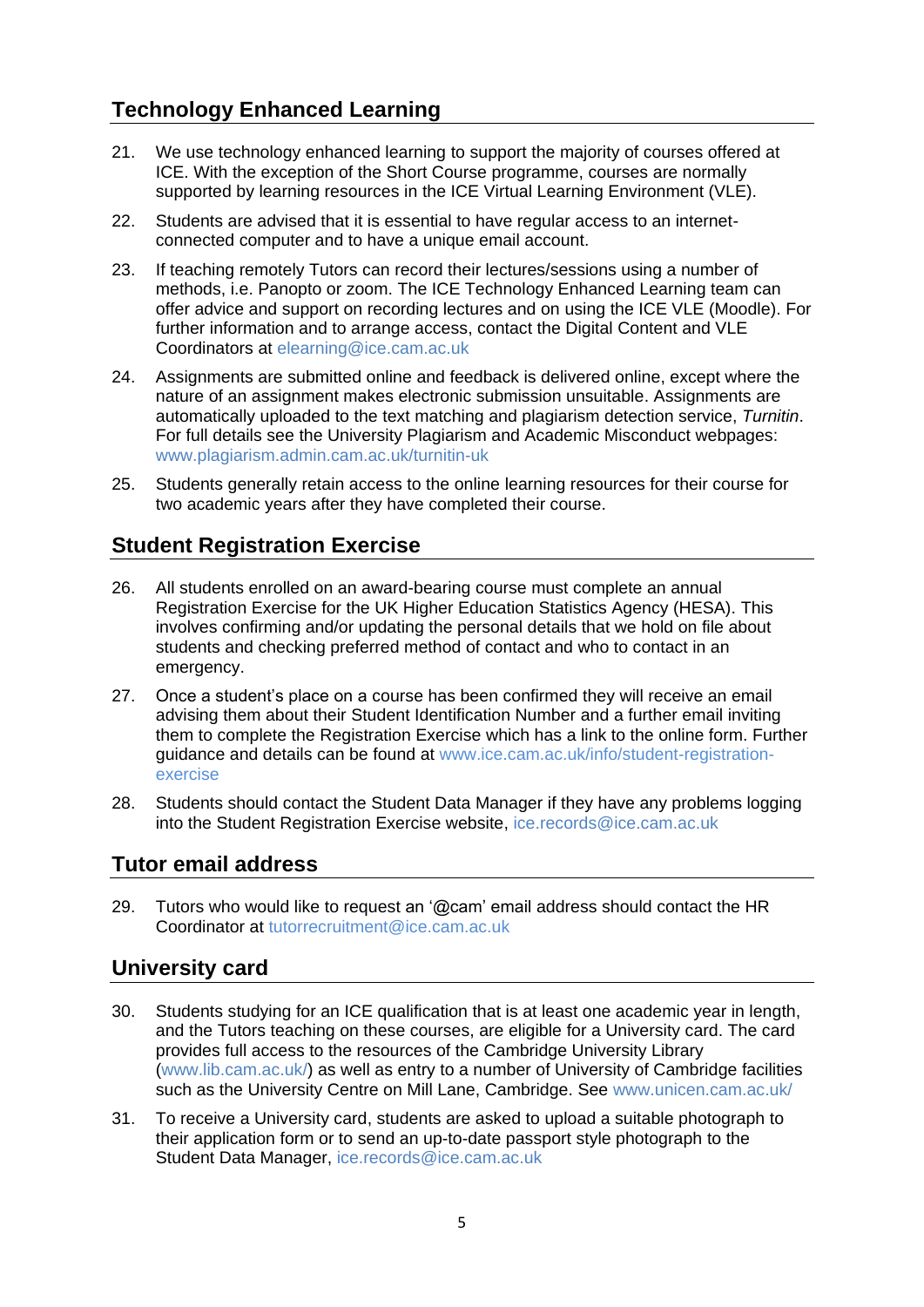## Technology Enhanced Learning

21. We use technology enhanced learning to support the majority of courses offered at ICE. With the exception of the Short Course programme, courses are normally supported by learning resources in the ICE Virtual Learning Environment (VLE).

22. Students are advised that it is essential to have regular access to an internet-connected computer and to have a unique email account.

23. If teaching remotely Tutors can record their lectures/sessions using a number of methods, i.e. Panopto or zoom. The ICE Technology Enhanced Learning team can offer advice and support on recording lectures and on using the ICE VLE (Moodle). For further information and to arrange access, contact the Digital Content and VLE Coordinators at elearning@ice.cam.ac.uk

24. Assignments are submitted online and feedback is delivered online, except where the nature of an assignment makes electronic submission unsuitable. Assignments are automatically uploaded to the text matching and plagiarism detection service, *Turnitin*. For full details see the University Plagiarism and Academic Misconduct webpages: www.plagiarism.admin.cam.ac.uk/turnitin-uk

25. Students generally retain access to the online learning resources for their course for two academic years after they have completed their course.

## Student Registration Exercise

26. All students enrolled on an award-bearing course must complete an annual Registration Exercise for the UK Higher Education Statistics Agency (HESA). This involves confirming and/or updating the personal details that we hold on file about students and checking preferred method of contact and who to contact in an emergency.

27. Once a student's place on a course has been confirmed they will receive an email advising them about their Student Identification Number and a further email inviting them to complete the Registration Exercise which has a link to the online form. Further guidance and details can be found at www.ice.cam.ac.uk/info/student-registration-exercise

28. Students should contact the Student Data Manager if they have any problems logging into the Student Registration Exercise website, ice.records@ice.cam.ac.uk

## Tutor email address

29. Tutors who would like to request an '@cam' email address should contact the HR Coordinator at tutorrecruitment@ice.cam.ac.uk

## University card

30. Students studying for an ICE qualification that is at least one academic year in length, and the Tutors teaching on these courses, are eligible for a University card. The card provides full access to the resources of the Cambridge University Library (www.lib.cam.ac.uk/) as well as entry to a number of University of Cambridge facilities such as the University Centre on Mill Lane, Cambridge. See www.unicen.cam.ac.uk/

31. To receive a University card, students are asked to upload a suitable photograph to their application form or to send an up-to-date passport style photograph to the Student Data Manager, ice.records@ice.cam.ac.uk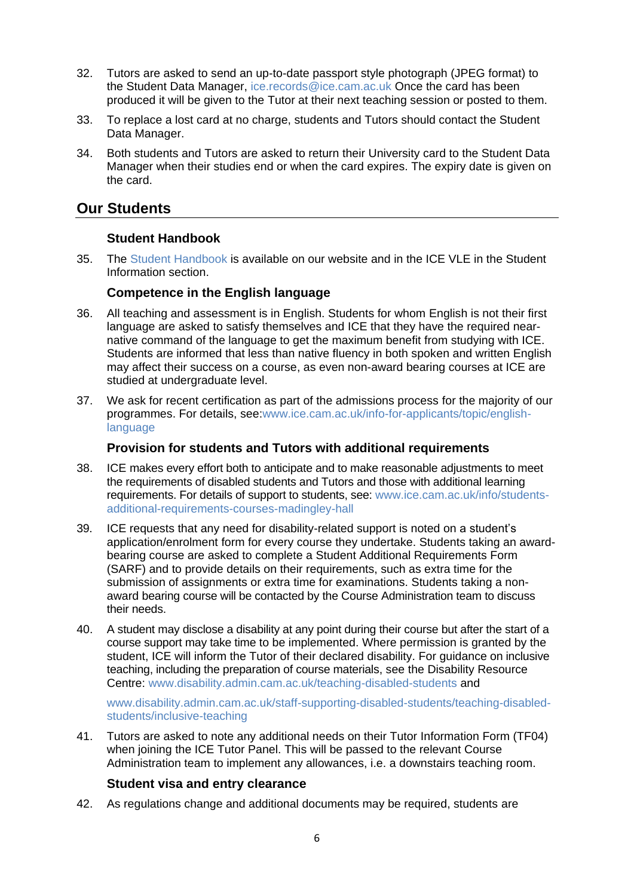32. Tutors are asked to send an up-to-date passport style photograph (JPEG format) to the Student Data Manager, ice.records@ice.cam.ac.uk Once the card has been produced it will be given to the Tutor at their next teaching session or posted to them.

33. To replace a lost card at no charge, students and Tutors should contact the Student Data Manager.

34. Both students and Tutors are asked to return their University card to the Student Data Manager when their studies end or when the card expires. The expiry date is given on the card.

## Our Students

### Student Handbook

35. The Student Handbook is available on our website and in the ICE VLE in the Student Information section.

### Competence in the English language

36. All teaching and assessment is in English. Students for whom English is not their first language are asked to satisfy themselves and ICE that they have the required near-native command of the language to get the maximum benefit from studying with ICE. Students are informed that less than native fluency in both spoken and written English may affect their success on a course, as even non-award bearing courses at ICE are studied at undergraduate level.

37. We ask for recent certification as part of the admissions process for the majority of our programmes. For details, see:www.ice.cam.ac.uk/info-for-applicants/topic/english-language

### Provision for students and Tutors with additional requirements

38. ICE makes every effort both to anticipate and to make reasonable adjustments to meet the requirements of disabled students and Tutors and those with additional learning requirements. For details of support to students, see: www.ice.cam.ac.uk/info/students-additional-requirements-courses-madingley-hall

39. ICE requests that any need for disability-related support is noted on a student's application/enrolment form for every course they undertake. Students taking an award-bearing course are asked to complete a Student Additional Requirements Form (SARF) and to provide details on their requirements, such as extra time for the submission of assignments or extra time for examinations. Students taking a non-award bearing course will be contacted by the Course Administration team to discuss their needs.

40. A student may disclose a disability at any point during their course but after the start of a course support may take time to be implemented. Where permission is granted by the student, ICE will inform the Tutor of their declared disability. For guidance on inclusive teaching, including the preparation of course materials, see the Disability Resource Centre: www.disability.admin.cam.ac.uk/teaching-disabled-students and

    www.disability.admin.cam.ac.uk/staff-supporting-disabled-students/teaching-disabled-students/inclusive-teaching

41. Tutors are asked to note any additional needs on their Tutor Information Form (TF04) when joining the ICE Tutor Panel. This will be passed to the relevant Course Administration team to implement any allowances, i.e. a downstairs teaching room.

### Student visa and entry clearance

42. As regulations change and additional documents may be required, students are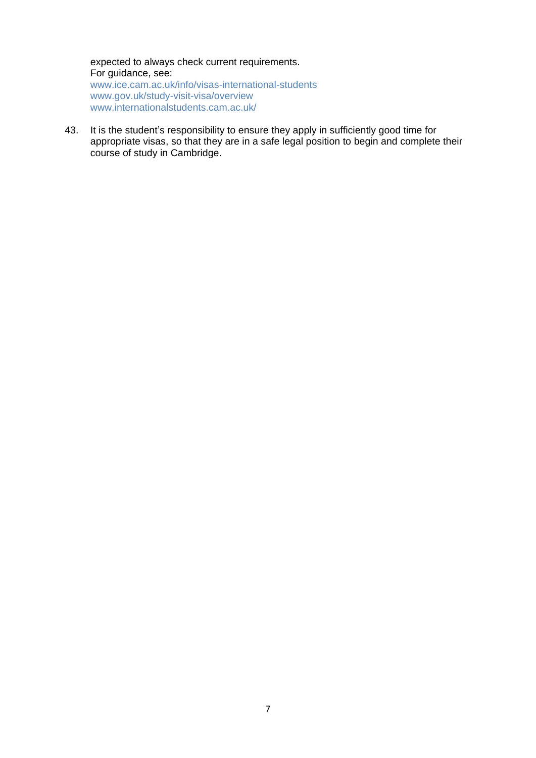expected to always check current requirements.
For guidance, see:
www.ice.cam.ac.uk/info/visas-international-students
www.gov.uk/study-visit-visa/overview
www.internationalstudents.cam.ac.uk/

43. It is the student's responsibility to ensure they apply in sufficiently good time for appropriate visas, so that they are in a safe legal position to begin and complete their course of study in Cambridge.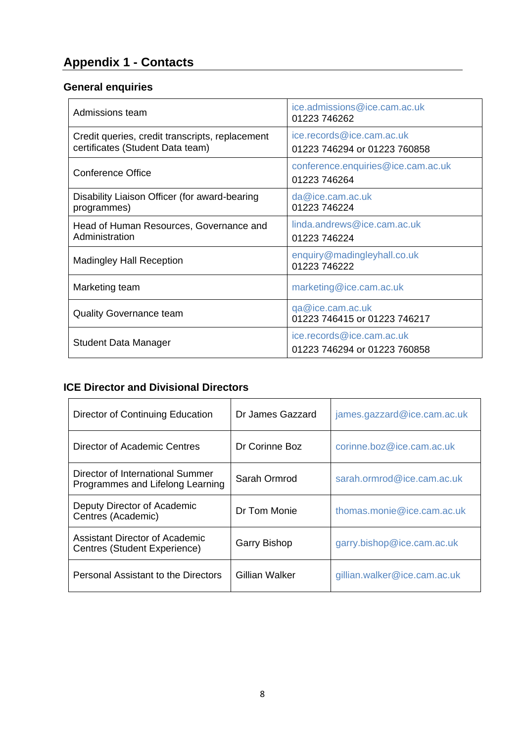## Appendix 1 - Contacts

### General enquiries

| | |
|---|---|
| Admissions team | ice.admissions@ice.cam.ac.uk<br>01223 746262 |
| Credit queries, credit transcripts, replacement certificates (Student Data team) | ice.records@ice.cam.ac.uk<br>01223 746294 or 01223 760858 |
| Conference Office | conference.enquiries@ice.cam.ac.uk<br>01223 746264 |
| Disability Liaison Officer (for award-bearing programmes) | da@ice.cam.ac.uk<br>01223 746224 |
| Head of Human Resources, Governance and Administration | linda.andrews@ice.cam.ac.uk<br>01223 746224 |
| Madingley Hall Reception | enquiry@madingleyhall.co.uk<br>01223 746222 |
| Marketing team | marketing@ice.cam.ac.uk |
| Quality Governance team | qa@ice.cam.ac.uk<br>01223 746415 or 01223 746217 |
| Student Data Manager | ice.records@ice.cam.ac.uk<br>01223 746294 or 01223 760858 |

### ICE Director and Divisional Directors

| | | |
|---|---|---|
| Director of Continuing Education | Dr James Gazzard | james.gazzard@ice.cam.ac.uk |
| Director of Academic Centres | Dr Corinne Boz | corinne.boz@ice.cam.ac.uk |
| Director of International Summer Programmes and Lifelong Learning | Sarah Ormrod | sarah.ormrod@ice.cam.ac.uk |
| Deputy Director of Academic Centres (Academic) | Dr Tom Monie | thomas.monie@ice.cam.ac.uk |
| Assistant Director of Academic Centres (Student Experience) | Garry Bishop | garry.bishop@ice.cam.ac.uk |
| Personal Assistant to the Directors | Gillian Walker | gillian.walker@ice.cam.ac.uk |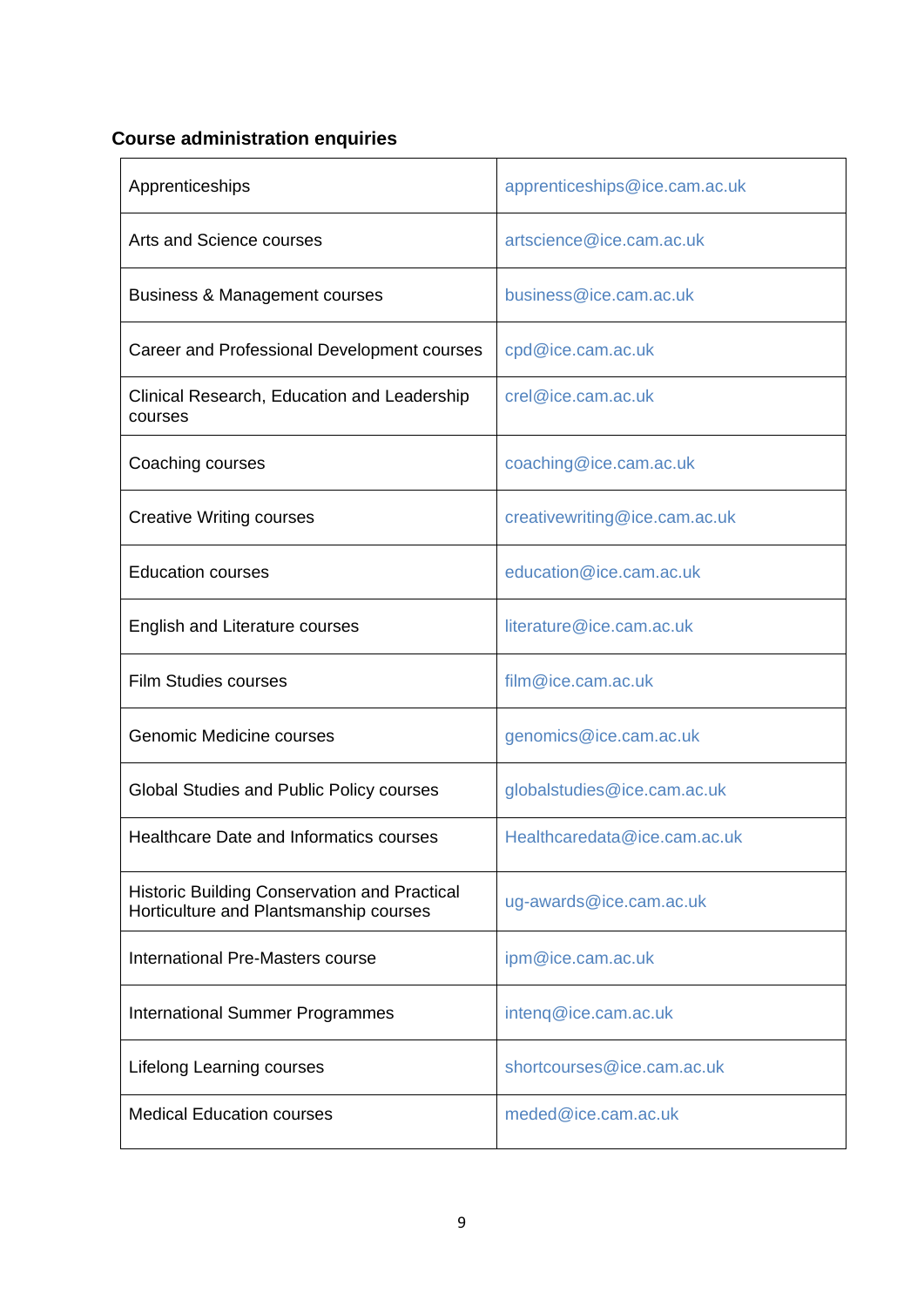### Course administration enquiries

| | |
|---|---|
| Apprenticeships | apprenticeships@ice.cam.ac.uk |
| Arts and Science courses | artscience@ice.cam.ac.uk |
| Business & Management courses | business@ice.cam.ac.uk |
| Career and Professional Development courses | cpd@ice.cam.ac.uk |
| Clinical Research, Education and Leadership courses | crel@ice.cam.ac.uk |
| Coaching courses | coaching@ice.cam.ac.uk |
| Creative Writing courses | creativewriting@ice.cam.ac.uk |
| Education courses | education@ice.cam.ac.uk |
| English and Literature courses | literature@ice.cam.ac.uk |
| Film Studies courses | film@ice.cam.ac.uk |
| Genomic Medicine courses | genomics@ice.cam.ac.uk |
| Global Studies and Public Policy courses | globalstudies@ice.cam.ac.uk |
| Healthcare Date and Informatics courses | Healthcaredata@ice.cam.ac.uk |
| Historic Building Conservation and Practical Horticulture and Plantsmanship courses | ug-awards@ice.cam.ac.uk |
| International Pre-Masters course | ipm@ice.cam.ac.uk |
| International Summer Programmes | intenq@ice.cam.ac.uk |
| Lifelong Learning courses | shortcourses@ice.cam.ac.uk |
| Medical Education courses | meded@ice.cam.ac.uk |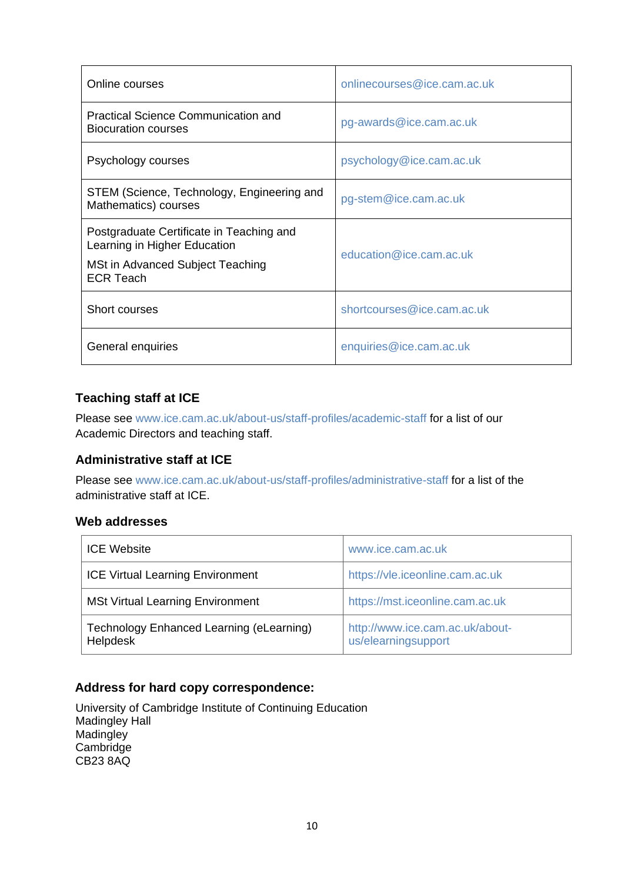| | |
|---|---|
| Online courses | onlinecourses@ice.cam.ac.uk |
| Practical Science Communication and Biocuration courses | pg-awards@ice.cam.ac.uk |
| Psychology courses | psychology@ice.cam.ac.uk |
| STEM (Science, Technology, Engineering and Mathematics) courses | pg-stem@ice.cam.ac.uk |
| Postgraduate Certificate in Teaching and Learning in Higher Education<br>MSt in Advanced Subject Teaching<br>ECR Teach | education@ice.cam.ac.uk |
| Short courses | shortcourses@ice.cam.ac.uk |
| General enquiries | enquiries@ice.cam.ac.uk |

### Teaching staff at ICE

Please see www.ice.cam.ac.uk/about-us/staff-profiles/academic-staff for a list of our Academic Directors and teaching staff.

### Administrative staff at ICE

Please see www.ice.cam.ac.uk/about-us/staff-profiles/administrative-staff for a list of the administrative staff at ICE.

### Web addresses

| | |
|---|---|
| ICE Website | www.ice.cam.ac.uk |
| ICE Virtual Learning Environment | https://vle.iceonline.cam.ac.uk |
| MSt Virtual Learning Environment | https://mst.iceonline.cam.ac.uk |
| Technology Enhanced Learning (eLearning) Helpdesk | http://www.ice.cam.ac.uk/about-us/elearningsupport |

### Address for hard copy correspondence:

University of Cambridge Institute of Continuing Education
Madingley Hall
Madingley
Cambridge
CB23 8AQ